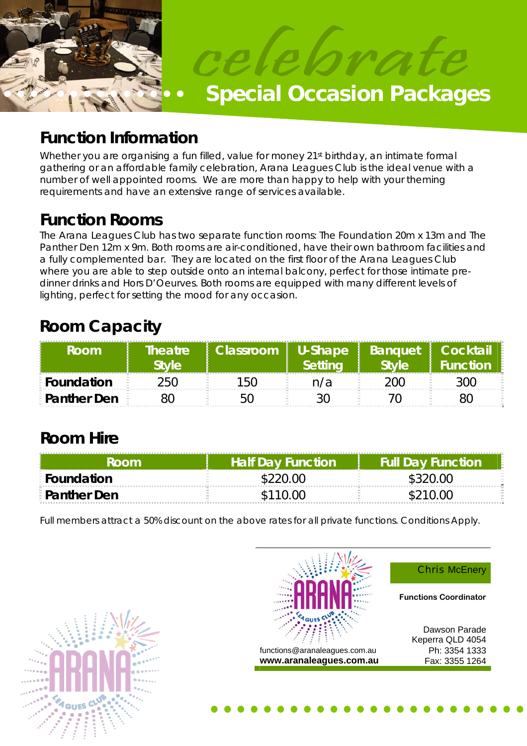# celebrate

## Special Occasion Packages

## Function Information

Whether you are organising a fun filled, value for money 21st birthday, an intimate formal gathering or an affordable family celebration, Arana Leagues Club is the ideal venue with a number of well appointed rooms. We are more than happy to help with your theming requirements and have an extensive range of services available.

## Function Rooms

The Arana Leagues Club has two separate function rooms: The Foundation 20m x 13m and The Panther Den 12m x 9m. Both rooms are air-conditioned, have their own bathroom facilities and a fully complemented bar. They are located on the first floor of the Arana Leagues Club where you are able to step outside onto an internal balcony, perfect for those intimate pre-dinner drinks and Hors D'Oeurves. Both rooms are equipped with many different levels of lighting, perfect for setting the mood for any occasion.

## Room Capacity

| Room | Theatre Style | Classroom | U-Shape Setting | Banquet Style | Cocktail Function |
|---|---|---|---|---|---|
| **Foundation** | 250 | 150 | n/a | 200 | 300 |
| **Panther Den** | 80 | 50 | 30 | 70 | 80 |

## Room Hire

| Room | Half Day Function | Full Day Function |
|---|---|---|
| **Foundation** | $220.00 | $320.00 |
| **Panther Den** | $110.00 | $210.00 |

Full members attract a 50% discount on the above rates for all private functions. Conditions Apply.

Chris McEnery

**Functions Coordinator**

Dawson Parade
Keperra QLD 4054
Ph: 3354 1333
Fax: 3355 1264

functions@aranaleagues.com.au
**www.aranaleagues.com.au**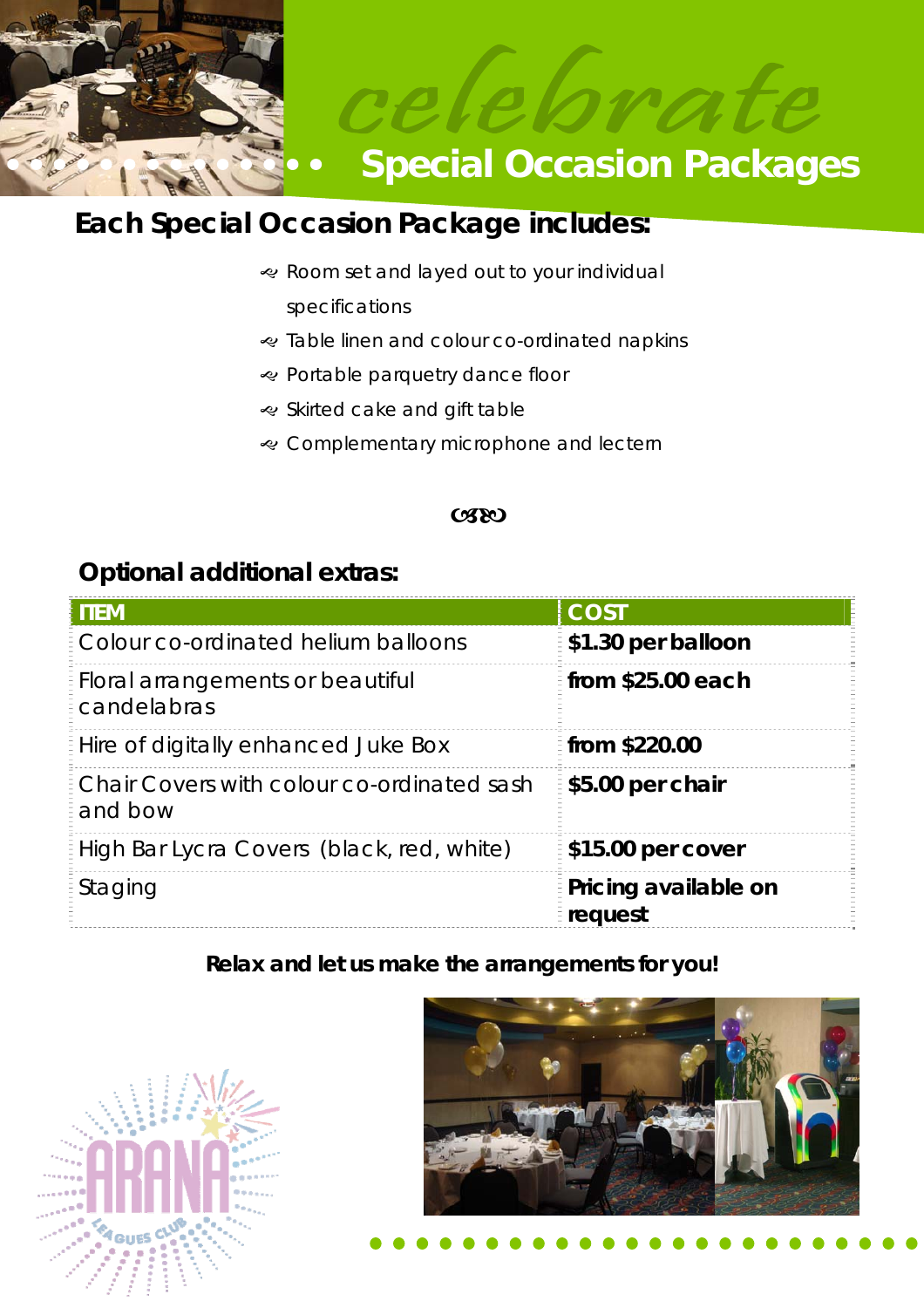# celebrate

## Special Occasion Packages

### Each Special Occasion Package includes:

- Room set and layed out to your individual specifications
- Table linen and colour co-ordinated napkins
- Portable parquetry dance floor
- Skirted cake and gift table
- Complementary microphone and lectern

### Optional additional extras:

| ITEM | COST |
| --- | --- |
| Colour co-ordinated helium balloons | **$1.30 per balloon** |
| Floral arrangements or beautiful candelabras | **from $25.00 each** |
| Hire of digitally enhanced Juke Box | **from $220.00** |
| Chair Covers with colour co-ordinated sash and bow | **$5.00 per chair** |
| High Bar Lycra Covers (black, red, white) | **$15.00 per cover** |
| Staging | **Pricing available on request** |

**Relax and let us make the arrangements for you!**

ARANA LEAGUES CLUB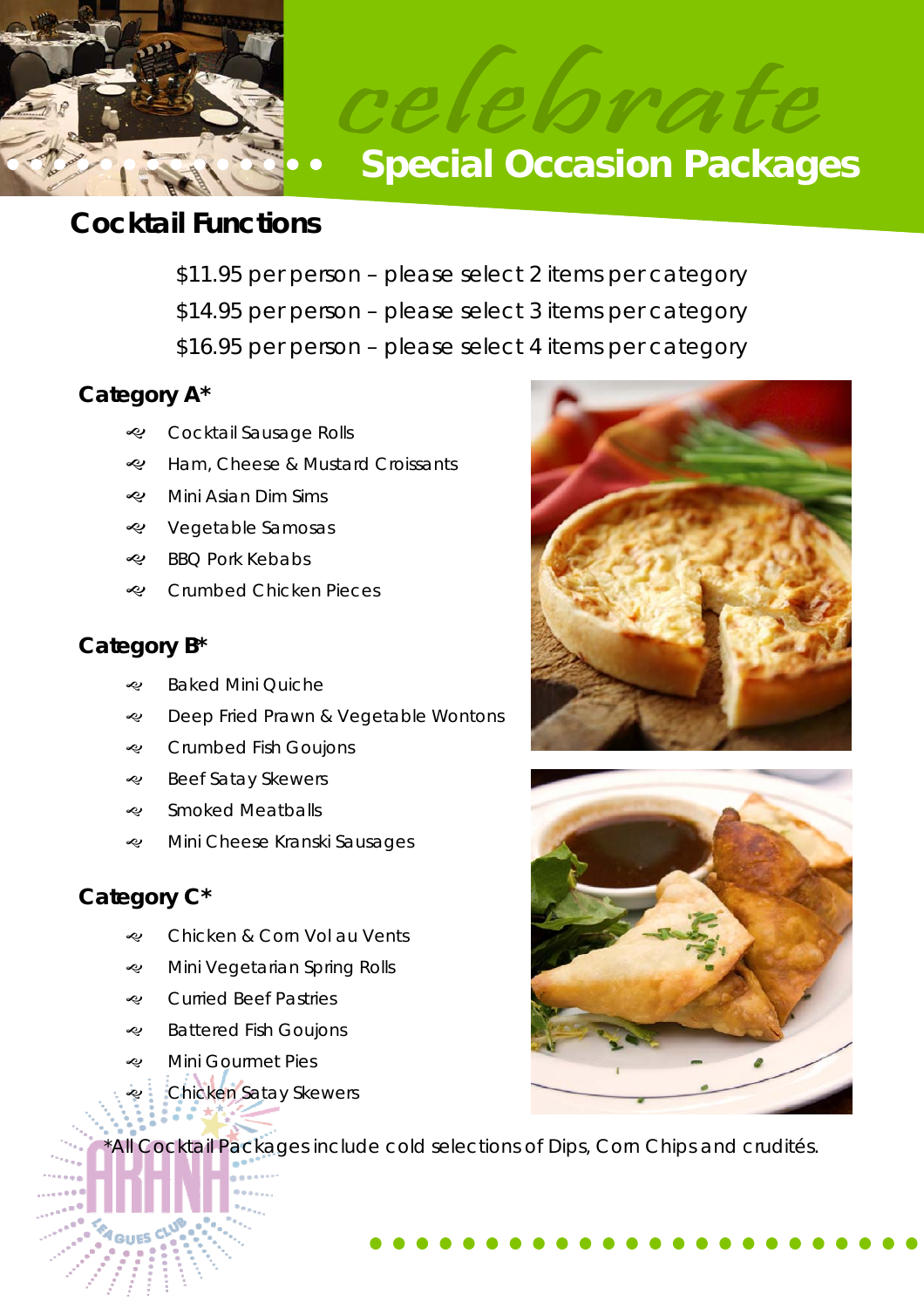celebrate

# Special Occasion Packages

## Cocktail Functions

$11.95 per person – please select 2 items per category

$14.95 per person – please select 3 items per category

$16.95 per person – please select 4 items per category

### Category A*

- Cocktail Sausage Rolls
- Ham, Cheese & Mustard Croissants
- Mini Asian Dim Sims
- Vegetable Samosas
- BBQ Pork Kebabs
- Crumbed Chicken Pieces

### Category B*

- Baked Mini Quiche
- Deep Fried Prawn & Vegetable Wontons
- Crumbed Fish Goujons
- Beef Satay Skewers
- Smoked Meatballs
- Mini Cheese Kranski Sausages

### Category C*

- Chicken & Corn Vol au Vents
- Mini Vegetarian Spring Rolls
- Curried Beef Pastries
- Battered Fish Goujons
- Mini Gourmet Pies
- Chicken Satay Skewers

*All Cocktail Packages include cold selections of Dips, Corn Chips and crudités.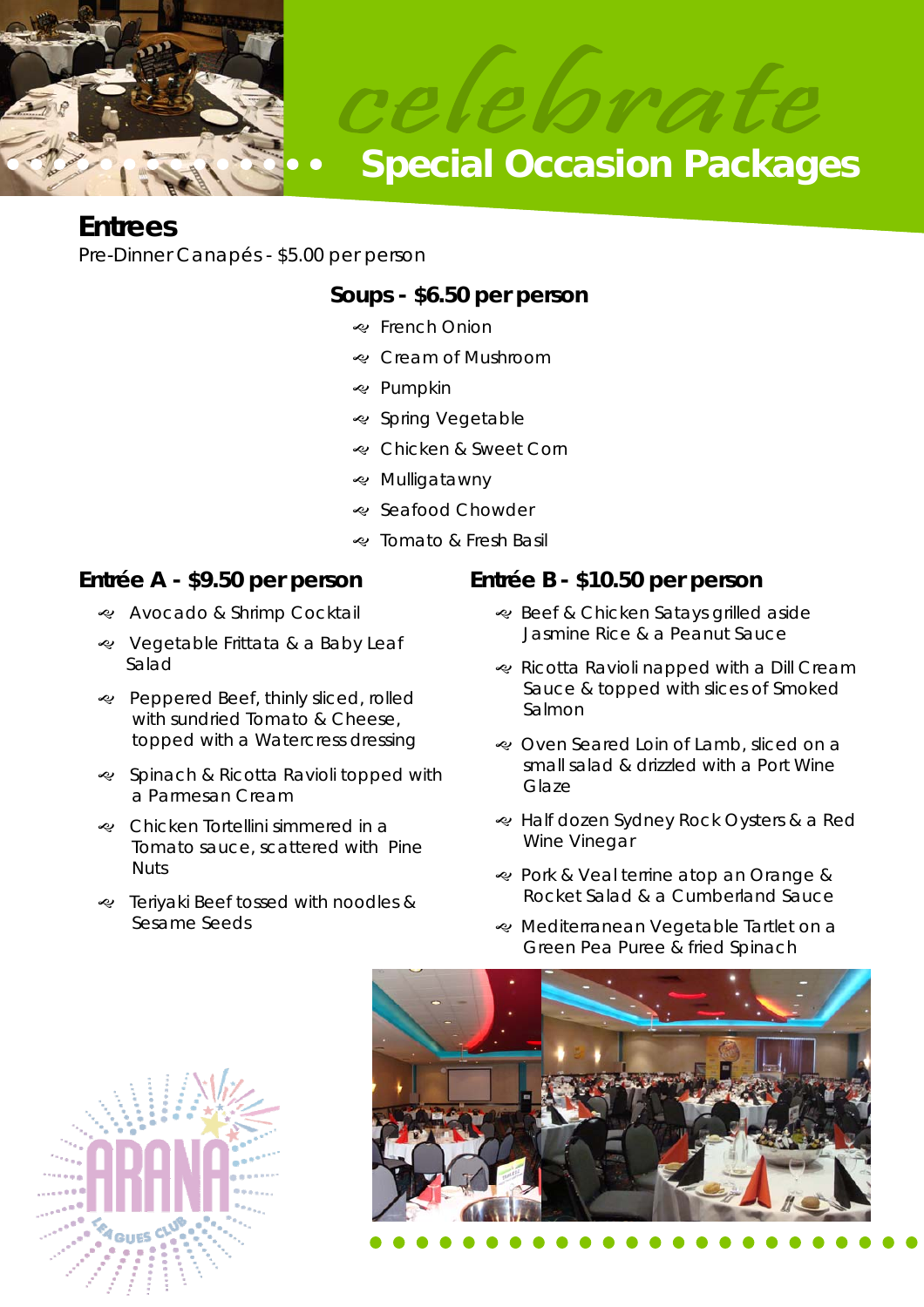# celebrate

## Special Occasion Packages

## Entrees

Pre-Dinner Canapés - $5.00 per person

### Soups - $6.50 per person

- French Onion
- Cream of Mushroom
- Pumpkin
- Spring Vegetable
- Chicken & Sweet Corn
- Mulligatawny
- Seafood Chowder
- Tomato & Fresh Basil

### Entrée A - $9.50 per person

- Avocado & Shrimp Cocktail
- Vegetable Frittata & a Baby Leaf Salad
- Peppered Beef, thinly sliced, rolled with sundried Tomato & Cheese, topped with a Watercress dressing
- Spinach & Ricotta Ravioli topped with a Parmesan Cream
- Chicken Tortellini simmered in a Tomato sauce, scattered with Pine Nuts
- Teriyaki Beef tossed with noodles & Sesame Seeds

### Entrée B - $10.50 per person

- Beef & Chicken Satays grilled aside Jasmine Rice & a Peanut Sauce
- Ricotta Ravioli napped with a Dill Cream Sauce & topped with slices of Smoked Salmon
- Oven Seared Loin of Lamb, sliced on a small salad & drizzled with a Port Wine Glaze
- Half dozen Sydney Rock Oysters & a Red Wine Vinegar
- Pork & Veal terrine atop an Orange & Rocket Salad & a Cumberland Sauce
- Mediterranean Vegetable Tartlet on a Green Pea Puree & fried Spinach

ARANA LEAGUES CLUB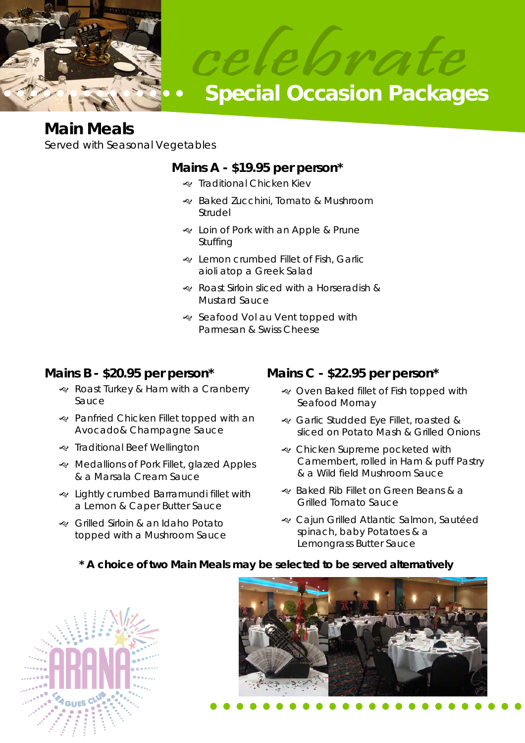celebrate

# Special Occasion Packages

## Main Meals

Served with Seasonal Vegetables

### Mains A - $19.95 per person*

- Traditional Chicken Kiev
- Baked Zucchini, Tomato & Mushroom Strudel
- Loin of Pork with an Apple & Prune Stuffing
- Lemon crumbed Fillet of Fish, Garlic aioli atop a Greek Salad
- Roast Sirloin sliced with a Horseradish & Mustard Sauce
- Seafood Vol au Vent topped with Parmesan & Swiss Cheese

### Mains B - $20.95 per person*

- Roast Turkey & Ham with a Cranberry Sauce
- Panfried Chicken Fillet topped with an Avocado& Champagne Sauce
- Traditional Beef Wellington
- Medallions of Pork Fillet, glazed Apples & a Marsala Cream Sauce
- Lightly crumbed Barramundi fillet with a Lemon & Caper Butter Sauce
- Grilled Sirloin & an Idaho Potato topped with a Mushroom Sauce

### Mains C - $22.95 per person*

- Oven Baked fillet of Fish topped with Seafood Mornay
- Garlic Studded Eye Fillet, roasted & sliced on Potato Mash & Grilled Onions
- Chicken Supreme pocketed with Camembert, rolled in Ham & puff Pastry & a Wild field Mushroom Sauce
- Baked Rib Fillet on Green Beans & a Grilled Tomato Sauce
- Cajun Grilled Atlantic Salmon, Sautéed spinach, baby Potatoes & a Lemongrass Butter Sauce

**\* A choice of two Main Meals may be selected to be served alternatively**

ARANA LEAGUES CLUB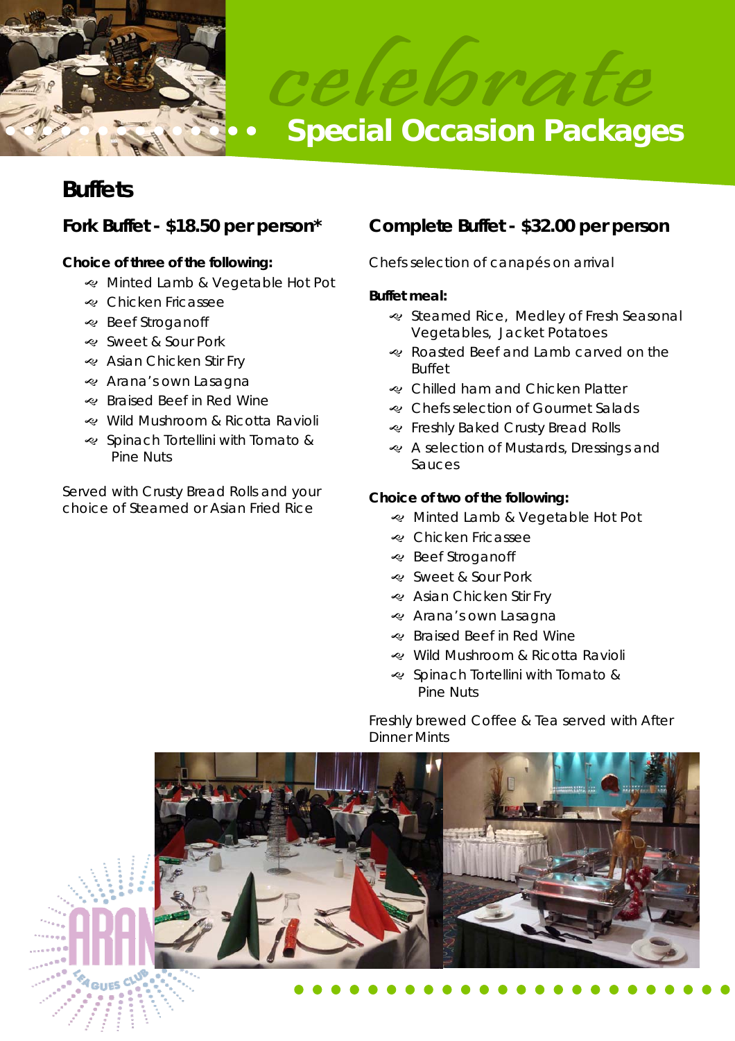*celebrate*

# Special Occasion Packages

## Buffets

### Fork Buffet - $18.50 per person*

**Choice of three of the following:**

- Minted Lamb & Vegetable Hot Pot
- Chicken Fricassee
- Beef Stroganoff
- Sweet & Sour Pork
- Asian Chicken Stir Fry
- Arana's own Lasagna
- Braised Beef in Red Wine
- Wild Mushroom & Ricotta Ravioli
- Spinach Tortellini with Tomato & Pine Nuts

Served with Crusty Bread Rolls and your choice of Steamed or Asian Fried Rice

### Complete Buffet - $32.00 per person

Chefs selection of canapés on arrival

**Buffet meal:**

- Steamed Rice, Medley of Fresh Seasonal Vegetables, Jacket Potatoes
- Roasted Beef and Lamb carved on the Buffet
- Chilled ham and Chicken Platter
- Chefs selection of Gourmet Salads
- Freshly Baked Crusty Bread Rolls
- A selection of Mustards, Dressings and Sauces

**Choice of two of the following:**

- Minted Lamb & Vegetable Hot Pot
- Chicken Fricassee
- Beef Stroganoff
- Sweet & Sour Pork
- Asian Chicken Stir Fry
- Arana's own Lasagna
- Braised Beef in Red Wine
- Wild Mushroom & Ricotta Ravioli
- Spinach Tortellini with Tomato & Pine Nuts

Freshly brewed Coffee & Tea served with After Dinner Mints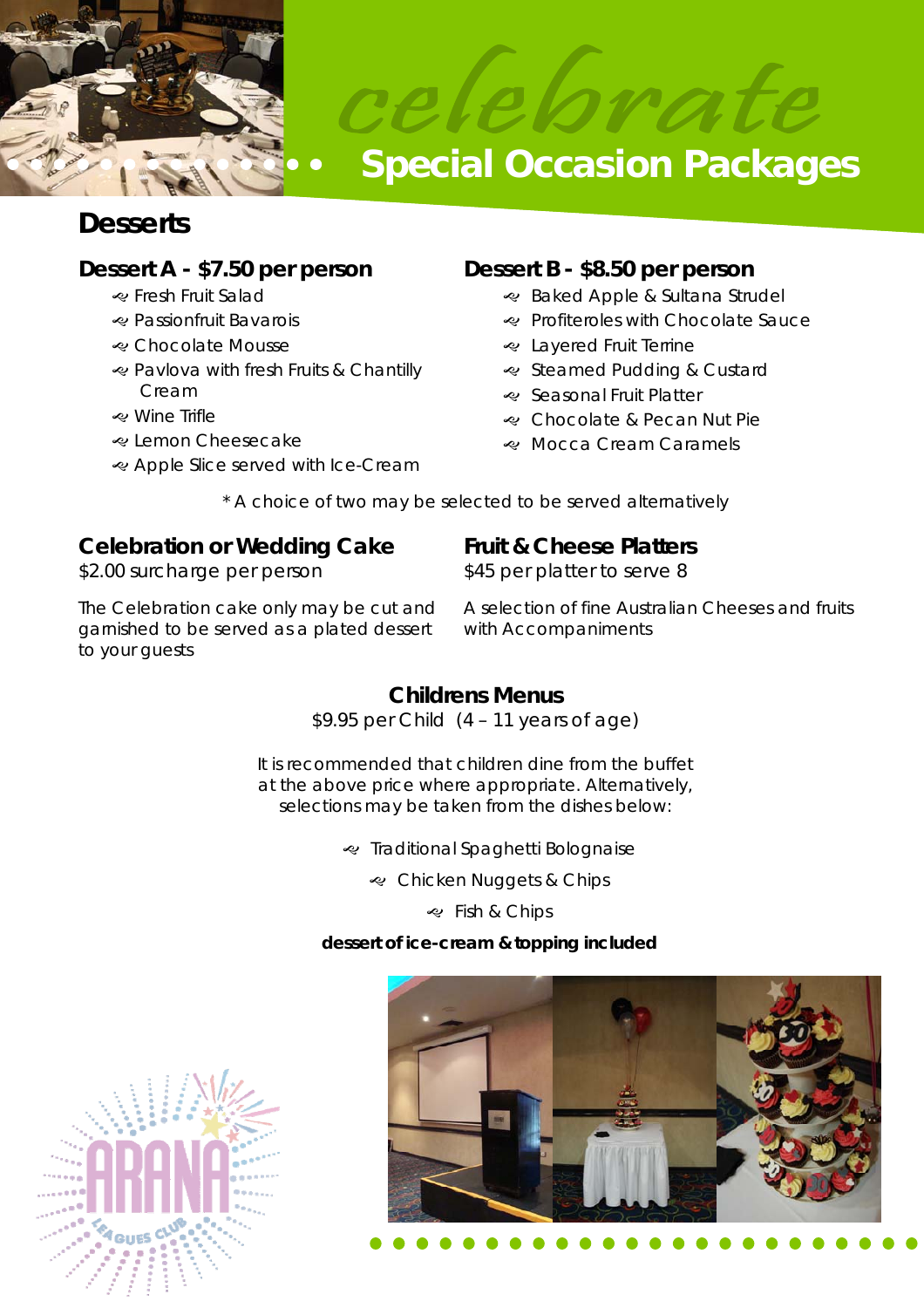*celebrate*

# Special Occasion Packages

## Desserts

### Dessert A - $7.50 per person

- Fresh Fruit Salad
- Passionfruit Bavarois
- Chocolate Mousse
- Pavlova with fresh Fruits & Chantilly Cream
- Wine Trifle
- Lemon Cheesecake
- Apple Slice served with Ice-Cream

### Dessert B - $8.50 per person

- Baked Apple & Sultana Strudel
- Profiteroles with Chocolate Sauce
- Layered Fruit Terrine
- Steamed Pudding & Custard
- Seasonal Fruit Platter
- Chocolate & Pecan Nut Pie
- Mocca Cream Caramels

* A choice of two may be selected to be served alternatively

### Celebration or Wedding Cake

$2.00 surcharge per person

The Celebration cake only may be cut and garnished to be served as a plated dessert to your guests

### Fruit & Cheese Platters

$45 per platter to serve 8

A selection of fine Australian Cheeses and fruits with Accompaniments

### Childrens Menus

$9.95 per Child (4 – 11 years of age)

It is recommended that children dine from the buffet at the above price where appropriate. Alternatively, selections may be taken from the dishes below:

- Traditional Spaghetti Bolognaise
- Chicken Nuggets & Chips
- Fish & Chips

**dessert of ice-cream & topping included**

ARANA LEAGUES CLUB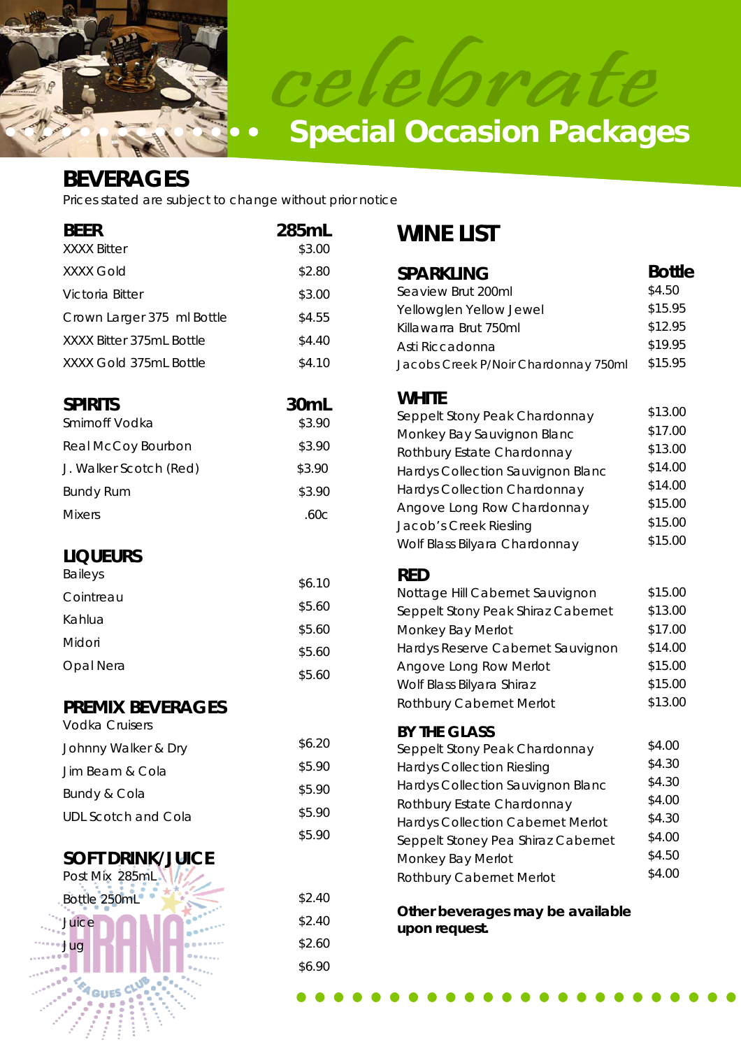# celebrate

## Special Occasion Packages

## BEVERAGES

Prices stated are subject to change without prior notice

### BEER

| BEER | 285mL |
|---|---|
| XXXX Bitter | $3.00 |
| XXXX Gold | $2.80 |
| Victoria Bitter | $3.00 |
| Crown Larger 375 ml Bottle | $4.55 |
| XXXX Bitter 375mL Bottle | $4.40 |
| XXXX Gold 375mL Bottle | $4.10 |

### SPIRITS

| SPIRITS | 30mL |
|---|---|
| Smirnoff Vodka | $3.90 |
| Real McCoy Bourbon | $3.90 |
| J. Walker Scotch (Red) | $3.90 |
| Bundy Rum | $3.90 |
| Mixers | .60c |

### LIQUEURS

| LIQUEURS | |
|---|---|
| Baileys | $6.10 |
| Cointreau | $5.60 |
| Kahlua | $5.60 |
| Midori | $5.60 |
| Opal Nera | $5.60 |

### PREMIX BEVERAGES

| PREMIX BEVERAGES | |
|---|---|
| Vodka Cruisers | $6.20 |
| Johnny Walker & Dry | $5.90 |
| Jim Beam & Cola | $5.90 |
| Bundy & Cola | $5.90 |
| UDL Scotch and Cola | $5.90 |

### SOFT DRINK/JUICE

| SOFT DRINK/JUICE | |
|---|---|
| Post Mix 285mL | $2.40 |
| Bottle 250mL | $2.40 |
| Juice | $2.60 |
| Jug | $6.90 |

## WINE LIST

### SPARKLING

| SPARKLING | Bottle |
|---|---|
| Seaview Brut 200ml | $4.50 |
| Yellowglen Yellow Jewel | $15.95 |
| Killawarra Brut 750ml | $12.95 |
| Asti Riccadonna | $19.95 |
| Jacobs Creek P/Noir Chardonnay 750ml | $15.95 |

### WHITE

| WHITE | |
|---|---|
| Seppelt Stony Peak Chardonnay | $13.00 |
| Monkey Bay Sauvignon Blanc | $17.00 |
| Rothbury Estate Chardonnay | $13.00 |
| Hardys Collection Sauvignon Blanc | $14.00 |
| Hardys Collection Chardonnay | $14.00 |
| Angove Long Row Chardonnay | $15.00 |
| Jacob's Creek Riesling | $15.00 |
| Wolf Blass Bilyara Chardonnay | $15.00 |

### RED

| RED | |
|---|---|
| Nottage Hill Cabernet Sauvignon | $15.00 |
| Seppelt Stony Peak Shiraz Cabernet | $13.00 |
| Monkey Bay Merlot | $17.00 |
| Hardys Reserve Cabernet Sauvignon | $14.00 |
| Angove Long Row Merlot | $15.00 |
| Wolf Blass Bilyara Shiraz | $15.00 |
| Rothbury Cabernet Merlot | $13.00 |

### BY THE GLASS

| BY THE GLASS | |
|---|---|
| Seppelt Stony Peak Chardonnay | $4.00 |
| Hardys Collection Riesling | $4.30 |
| Hardys Collection Sauvignon Blanc | $4.30 |
| Rothbury Estate Chardonnay | $4.00 |
| Hardys Collection Cabernet Merlot | $4.30 |
| Seppelt Stoney Pea Shiraz Cabernet | $4.00 |
| Monkey Bay Merlot | $4.50 |
| Rothbury Cabernet Merlot | $4.00 |

**Other beverages may be available upon request.**

ARANA LEAGUES CLUB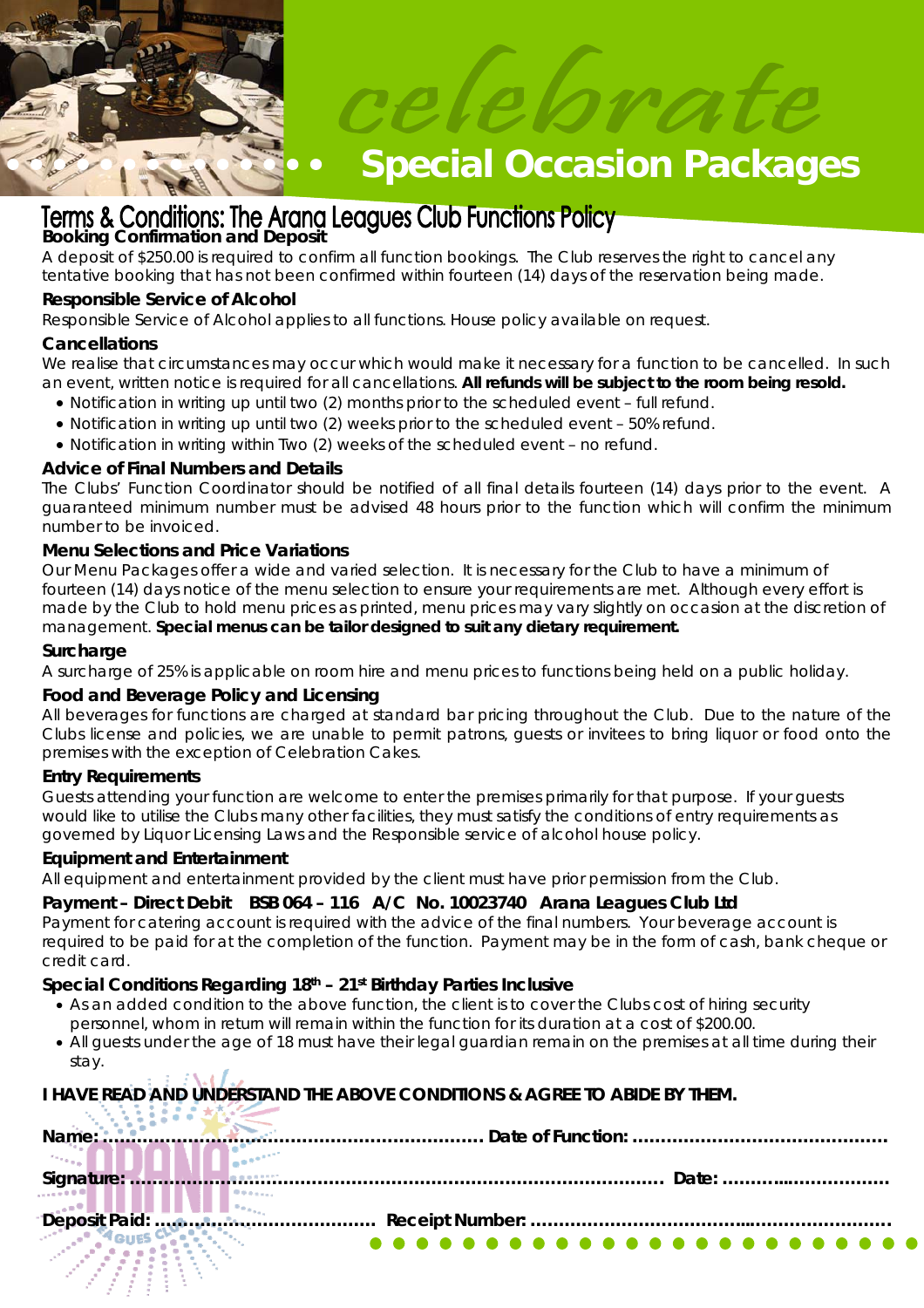celebrate

# Special Occasion Packages

## Terms & Conditions: The Arana Leagues Club Functions Policy

### Booking Confirmation and Deposit

A deposit of $250.00 is required to confirm all function bookings. The Club reserves the right to cancel any tentative booking that has not been confirmed within fourteen (14) days of the reservation being made.

### Responsible Service of Alcohol

Responsible Service of Alcohol applies to all functions. House policy available on request.

### Cancellations

We realise that circumstances may occur which would make it necessary for a function to be cancelled. In such an event, written notice is required for all cancellations. **All refunds will be subject to the room being resold.**

- Notification in writing up until two (2) months prior to the scheduled event – full refund.
- Notification in writing up until two (2) weeks prior to the scheduled event – 50% refund.
- Notification in writing within Two (2) weeks of the scheduled event – no refund.

### Advice of Final Numbers and Details

The Clubs' Function Coordinator should be notified of all final details fourteen (14) days prior to the event. A guaranteed minimum number must be advised 48 hours prior to the function which will confirm the minimum number to be invoiced.

### Menu Selections and Price Variations

Our Menu Packages offer a wide and varied selection. It is necessary for the Club to have a minimum of fourteen (14) days notice of the menu selection to ensure your requirements are met. Although every effort is made by the Club to hold menu prices as printed, menu prices may vary slightly on occasion at the discretion of management. **Special menus can be tailor designed to suit any dietary requirement.**

### Surcharge

A surcharge of 25% is applicable on room hire and menu prices to functions being held on a public holiday.

### Food and Beverage Policy and Licensing

All beverages for functions are charged at standard bar pricing throughout the Club. Due to the nature of the Clubs license and policies, we are unable to permit patrons, guests or invitees to bring liquor or food onto the premises with the exception of Celebration Cakes.

### Entry Requirements

Guests attending your function are welcome to enter the premises primarily for that purpose. If your guests would like to utilise the Clubs many other facilities, they must satisfy the conditions of entry requirements as governed by Liquor Licensing Laws and the Responsible service of alcohol house policy.

### Equipment and Entertainment

All equipment and entertainment provided by the client must have prior permission from the Club.

### Payment – Direct Debit BSB 064 – 116 A/C No. 10023740 Arana Leagues Club Ltd

Payment for catering account is required with the advice of the final numbers. Your beverage account is required to be paid for at the completion of the function. Payment may be in the form of cash, bank cheque or credit card.

### Special Conditions Regarding 18th – 21st Birthday Parties Inclusive

- As an added condition to the above function, the client is to cover the Clubs cost of hiring security personnel, whom in return will remain within the function for its duration at a cost of $200.00.
- All guests under the age of 18 must have their legal guardian remain on the premises at all time during their stay.

**I HAVE READ AND UNDERSTAND THE ABOVE CONDITIONS & AGREE TO ABIDE BY THEM.**

**Name:** ................................................................ **Date of Function:** ............................................

**Signature:** ................................................................................................ **Date:** ...............................

**Deposit Paid:** ........................................ **Receipt Number:** ..............................................................

ARANA LEAGUES CLUB